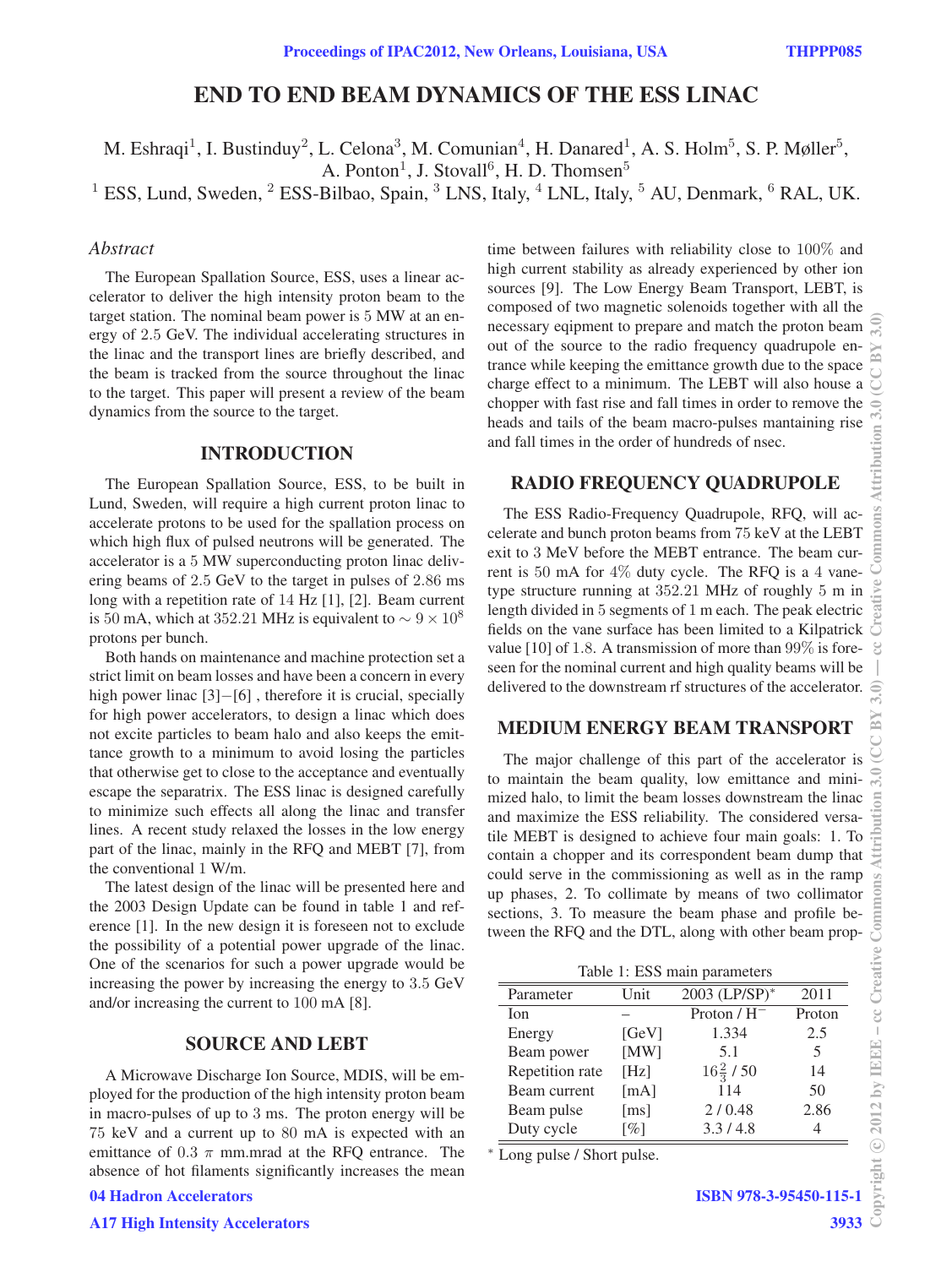# END TO END BEAM DYNAMICS OF THE ESS LINAC

M. Eshraqi[1], I. Bustinduy[2], L. Celona[3], M. Comunian[4], H. Danared[1], A. S. Holm[5], S. P. Møller[5], A. Ponton[1], J. Stovall[6], H. D. Thomsen[5]

[1] ESS, Lund, Sweden, [2] ESS-Bilbao, Spain, [3] LNS, Italy, [4] LNL, Italy, [5] AU, Denmark, [6] RAL, UK.

## *Abstract*

The European Spallation Source, ESS, uses a linear accelerator to deliver the high intensity proton beam to the target station. The nominal beam power is 5 MW at an energy of 2.5 GeV. The individual accelerating structures in the linac and the transport lines are briefly described, and the beam is tracked from the source throughout the linac to the target. This paper will present a review of the beam dynamics from the source to the target.

## INTRODUCTION

The European Spallation Source, ESS, to be built in Lund, Sweden, will require a high current proton linac to accelerate protons to be used for the spallation process on which high flux of pulsed neutrons will be generated. The accelerator is a 5 MW superconducting proton linac delivering beams of 2.5 GeV to the target in pulses of 2.86 ms long with a repetition rate of 14 Hz [1], [2]. Beam current is 50 mA, which at 352.21 MHz is equivalent to $\sim 9 \times 10^8$ protons per bunch.

Both hands on maintenance and machine protection set a strict limit on beam losses and have been a concern in every high power linac [3]−[6] , therefore it is crucial, specially for high power accelerators, to design a linac which does not excite particles to beam halo and also keeps the emittance growth to a minimum to avoid losing the particles that otherwise get to close to the acceptance and eventually escape the separatrix. The ESS linac is designed carefully to minimize such effects all along the linac and transfer lines. A recent study relaxed the losses in the low energy part of the linac, mainly in the RFQ and MEBT [7], from the conventional 1 W/m.

The latest design of the linac will be presented here and the 2003 Design Update can be found in table 1 and reference [1]. In the new design it is foreseen not to exclude the possibility of a potential power upgrade of the linac. One of the scenarios for such a power upgrade would be increasing the power by increasing the energy to 3.5 GeV and/or increasing the current to 100 mA [8].

## SOURCE AND LEBT

A Microwave Discharge Ion Source, MDIS, will be employed for the production of the high intensity proton beam in macro-pulses of up to 3 ms. The proton energy will be 75 keV and a current up to 80 mA is expected with an emittance of 0.3 $\pi$ mm.mrad at the RFQ entrance. The absence of hot filaments significantly increases the mean time between failures with reliability close to 100% and high current stability as already experienced by other ion sources [9]. The Low Energy Beam Transport, LEBT, is composed of two magnetic solenoids together with all the necessary eqipment to prepare and match the proton beam out of the source to the radio frequency quadrupole entrance while keeping the emittance growth due to the space charge effect to a minimum. The LEBT will also house a chopper with fast rise and fall times in order to remove the heads and tails of the beam macro-pulses mantaining rise and fall times in the order of hundreds of nsec.

## RADIO FREQUENCY QUADRUPOLE

The ESS Radio-Frequency Quadrupole, RFQ, will accelerate and bunch proton beams from 75 keV at the LEBT exit to 3 MeV before the MEBT entrance. The beam current is 50 mA for 4% duty cycle. The RFQ is a 4 vane-type structure running at 352.21 MHz of roughly 5 m in length divided in 5 segments of 1 m each. The peak electric fields on the vane surface has been limited to a Kilpatrick value [10] of 1.8. A transmission of more than 99% is foreseen for the nominal current and high quality beams will be delivered to the downstream rf structures of the accelerator.

## MEDIUM ENERGY BEAM TRANSPORT

The major challenge of this part of the accelerator is to maintain the beam quality, low emittance and minimized halo, to limit the beam losses downstream the linac and maximize the ESS reliability. The considered versatile MEBT is designed to achieve four main goals: 1. To contain a chopper and its correspondent beam dump that could serve in the commissioning as well as in the ramp up phases, 2. To collimate by means of two collimator sections, 3. To measure the beam phase and profile between the RFQ and the DTL, along with other beam prop-

Table 1: ESS main parameters

| Parameter | Unit | 2003 (LP/SP)* | 2011 |
|---|---|---|---|
| Ion | – | Proton / $H^-$ | Proton |
| Energy | [GeV] | 1.334 | 2.5 |
| Beam power | [MW] | 5.1 | 5 |
| Repetition rate | [Hz] | $16\frac{2}{3}$ / 50 | 14 |
| Beam current | [mA] | 114 | 50 |
| Beam pulse | [ms] | 2 / 0.48 | 2.86 |
| Duty cycle | [%] | 3.3 / 4.8 | 4 |

* Long pulse / Short pulse.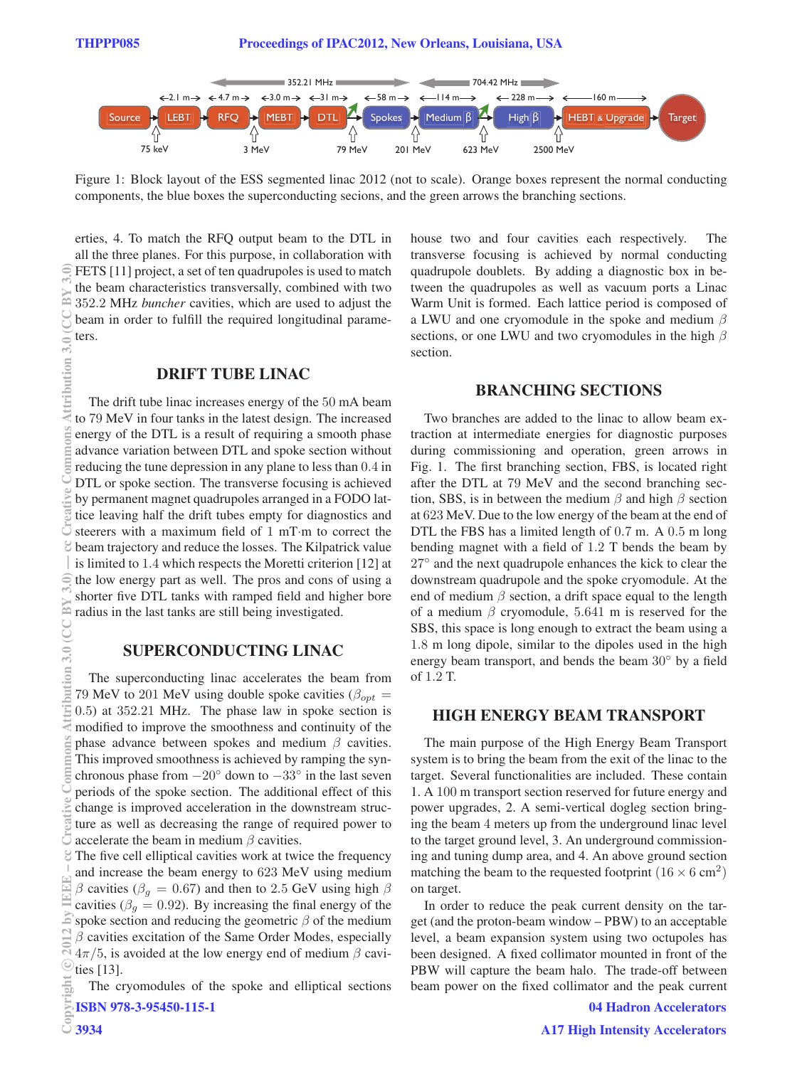Source → LEBT → RFQ → MEBT → DTL → Spokes → Medium β → High β → HEBT & Upgrade → Target

352.21 MHz | 704.42 MHz

2.1 m | 4.7 m | 3.0 m | 31 m | 58 m | 114 m | 228 m | 160 m

75 keV | 3 MeV | 79 MeV | 201 MeV | 623 MeV | 2500 MeV

Figure 1: Block layout of the ESS segmented linac 2012 (not to scale). Orange boxes represent the normal conducting components, the blue boxes the superconducting secions, and the green arrows the branching sections.

erties, 4. To match the RFQ output beam to the DTL in all the three planes. For this purpose, in collaboration with FETS [11] project, a set of ten quadrupoles is used to match the beam characteristics transversally, combined with two 352.2 MHz *buncher* cavities, which are used to adjust the beam in order to fulfill the required longitudinal parameters.

## DRIFT TUBE LINAC

The drift tube linac increases energy of the 50 mA beam to 79 MeV in four tanks in the latest design. The increased energy of the DTL is a result of requiring a smooth phase advance variation between DTL and spoke section without reducing the tune depression in any plane to less than 0.4 in DTL or spoke section. The transverse focusing is achieved by permanent magnet quadrupoles arranged in a FODO lattice leaving half the drift tubes empty for diagnostics and steerers with a maximum field of 1 mT·m to correct the beam trajectory and reduce the losses. The Kilpatrick value is limited to 1.4 which respects the Moretti criterion [12] at the low energy part as well. The pros and cons of using a shorter five DTL tanks with ramped field and higher bore radius in the last tanks are still being investigated.

## SUPERCONDUCTING LINAC

The superconducting linac accelerates the beam from 79 MeV to 201 MeV using double spoke cavities ($\beta_{opt} = 0.5$) at 352.21 MHz. The phase law in spoke section is modified to improve the smoothness and continuity of the phase advance between spokes and medium $\beta$ cavities. This improved smoothness is achieved by ramping the synchronous phase from $-20°$ down to $-33°$ in the last seven periods of the spoke section. The additional effect of this change is improved acceleration in the downstream structure as well as decreasing the range of required power to accelerate the beam in medium $\beta$ cavities.

The five cell elliptical cavities work at twice the frequency and increase the beam energy to 623 MeV using medium $\beta$ cavities ($\beta_g = 0.67$) and then to 2.5 GeV using high $\beta$ cavities ($\beta_g = 0.92$). By increasing the final energy of the spoke section and reducing the geometric $\beta$ of the medium $\beta$ cavities excitation of the Same Order Modes, especially $4\pi/5$, is avoided at the low energy end of medium $\beta$ cavities [13].

The cryomodules of the spoke and elliptical sections house two and four cavities each respectively. The transverse focusing is achieved by normal conducting quadrupole doublets. By adding a diagnostic box in between the quadrupoles as well as vacuum ports a Linac Warm Unit is formed. Each lattice period is composed of a LWU and one cryomodule in the spoke and medium $\beta$ sections, or one LWU and two cryomodules in the high $\beta$ section.

## BRANCHING SECTIONS

Two branches are added to the linac to allow beam extraction at intermediate energies for diagnostic purposes during commissioning and operation, green arrows in Fig. 1. The first branching section, FBS, is located right after the DTL at 79 MeV and the second branching section, SBS, is in between the medium $\beta$ and high $\beta$ section at 623 MeV. Due to the low energy of the beam at the end of DTL the FBS has a limited length of 0.7 m. A 0.5 m long bending magnet with a field of 1.2 T bends the beam by 27° and the next quadrupole enhances the kick to clear the downstream quadrupole and the spoke cryomodule. At the end of medium $\beta$ section, a drift space equal to the length of a medium $\beta$ cryomodule, 5.641 m is reserved for the SBS, this space is long enough to extract the beam using a 1.8 m long dipole, similar to the dipoles used in the high energy beam transport, and bends the beam 30° by a field of 1.2 T.

## HIGH ENERGY BEAM TRANSPORT

The main purpose of the High Energy Beam Transport system is to bring the beam from the exit of the linac to the target. Several functionalities are included. These contain 1. A 100 m transport section reserved for future energy and power upgrades, 2. A semi-vertical dogleg section bringing the beam 4 meters up from the underground linac level to the target ground level, 3. An underground commissioning and tuning dump area, and 4. An above ground section matching the beam to the requested footprint ($16 \times 6$ cm$^2$) on target.

In order to reduce the peak current density on the target (and the proton-beam window – PBW) to an acceptable level, a beam expansion system using two octupoles has been designed. A fixed collimator mounted in front of the PBW will capture the beam halo. The trade-off between beam power on the fixed collimator and the peak current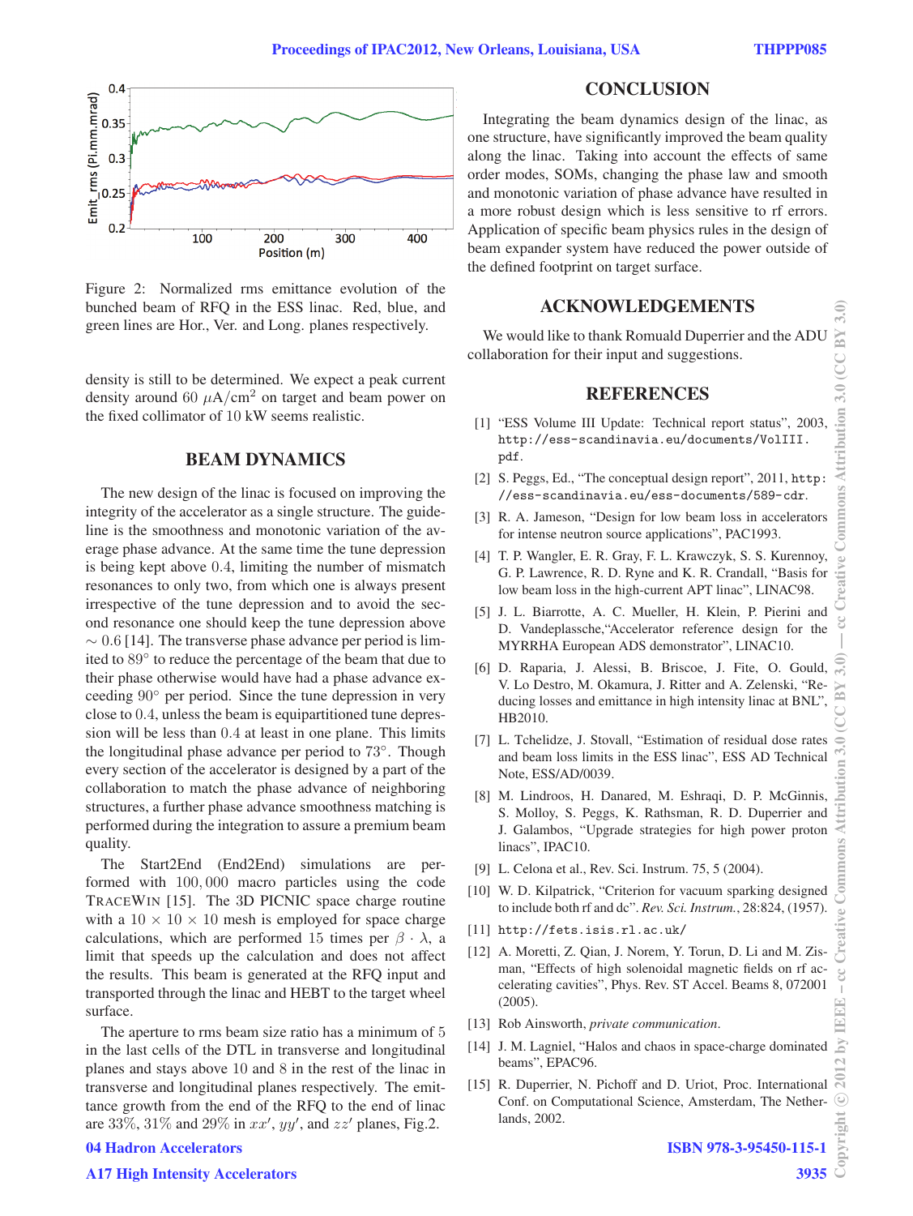0.4
0.35
0.3
0.25
0.2
Emit_rms (Pi.mm.mrad)
100
200
300
400
Position (m)

Figure 2: Normalized rms emittance evolution of the bunched beam of RFQ in the ESS linac. Red, blue, and green lines are Hor., Ver. and Long. planes respectively.

density is still to be determined. We expect a peak current density around 60 $\mu$A/cm$^2$ on target and beam power on the fixed collimator of 10 kW seems realistic.

## BEAM DYNAMICS

The new design of the linac is focused on improving the integrity of the accelerator as a single structure. The guideline is the smoothness and monotonic variation of the average phase advance. At the same time the tune depression is being kept above 0.4, limiting the number of mismatch resonances to only two, from which one is always present irrespective of the tune depression and to avoid the second resonance one should keep the tune depression above $\sim 0.6$ [14]. The transverse phase advance per period is limited to 89° to reduce the percentage of the beam that due to their phase otherwise would have had a phase advance exceeding 90° per period. Since the tune depression in very close to 0.4, unless the beam is equipartitioned tune depression will be less than 0.4 at least in one plane. This limits the longitudinal phase advance per period to 73°. Though every section of the accelerator is designed by a part of the collaboration to match the phase advance of neighboring structures, a further phase advance smoothness matching is performed during the integration to assure a premium beam quality.

The Start2End (End2End) simulations are performed with 100,000 macro particles using the code TRACEWIN [15]. The 3D PICNIC space charge routine with a $10 \times 10 \times 10$ mesh is employed for space charge calculations, which are performed 15 times per $\beta \cdot \lambda$, a limit that speeds up the calculation and does not affect the results. This beam is generated at the RFQ input and transported through the linac and HEBT to the target wheel surface.

The aperture to rms beam size ratio has a minimum of 5 in the last cells of the DTL in transverse and longitudinal planes and stays above 10 and 8 in the rest of the linac in transverse and longitudinal planes respectively. The emittance growth from the end of the RFQ to the end of linac are 33%, 31% and 29% in $xx'$, $yy'$, and $zz'$ planes, Fig.2.

## CONCLUSION

Integrating the beam dynamics design of the linac, as one structure, have significantly improved the beam quality along the linac. Taking into account the effects of same order modes, SOMs, changing the phase law and smooth and monotonic variation of phase advance have resulted in a more robust design which is less sensitive to rf errors. Application of specific beam physics rules in the design of beam expander system have reduced the power outside of the defined footprint on target surface.

## ACKNOWLEDGEMENTS

We would like to thank Romuald Duperrier and the ADU collaboration for their input and suggestions.

## REFERENCES

[1] "ESS Volume III Update: Technical report status", 2003, http://ess-scandinavia.eu/documents/VolIII.pdf.

[2] S. Peggs, Ed., "The conceptual design report", 2011, http://ess-scandinavia.eu/ess-documents/589-cdr.

[3] R. A. Jameson, "Design for low beam loss in accelerators for intense neutron source applications", PAC1993.

[4] T. P. Wangler, E. R. Gray, F. L. Krawczyk, S. S. Kurennoy, G. P. Lawrence, R. D. Ryne and K. R. Crandall, "Basis for low beam loss in the high-current APT linac", LINAC98.

[5] J. L. Biarrotte, A. C. Mueller, H. Klein, P. Pierini and D. Vandeplassche,"Accelerator reference design for the MYRRHA European ADS demonstrator", LINAC10.

[6] D. Raparia, J. Alessi, B. Briscoe, J. Fite, O. Gould, V. Lo Destro, M. Okamura, J. Ritter and A. Zelenski, "Reducing losses and emittance in high intensity linac at BNL", HB2010.

[7] L. Tchelidze, J. Stovall, "Estimation of residual dose rates and beam loss limits in the ESS linac", ESS AD Technical Note, ESS/AD/0039.

[8] M. Lindroos, H. Danared, M. Eshraqi, D. P. McGinnis, S. Molloy, S. Peggs, K. Rathsman, R. D. Duperrier and J. Galambos, "Upgrade strategies for high power proton linacs", IPAC10.

[9] L. Celona et al., Rev. Sci. Instrum. 75, 5 (2004).

[10] W. D. Kilpatrick, "Criterion for vacuum sparking designed to include both rf and dc". *Rev. Sci. Instrum.*, 28:824, (1957).

[11] http://fets.isis.rl.ac.uk/

[12] A. Moretti, Z. Qian, J. Norem, Y. Torun, D. Li and M. Zisman, "Effects of high solenoidal magnetic fields on rf accelerating cavities", Phys. Rev. ST Accel. Beams 8, 072001 (2005).

[13] Rob Ainsworth, *private communication*.

[14] J. M. Lagniel, "Halos and chaos in space-charge dominated beams", EPAC96.

[15] R. Duperrier, N. Pichoff and D. Uriot, Proc. International Conf. on Computational Science, Amsterdam, The Netherlands, 2002.